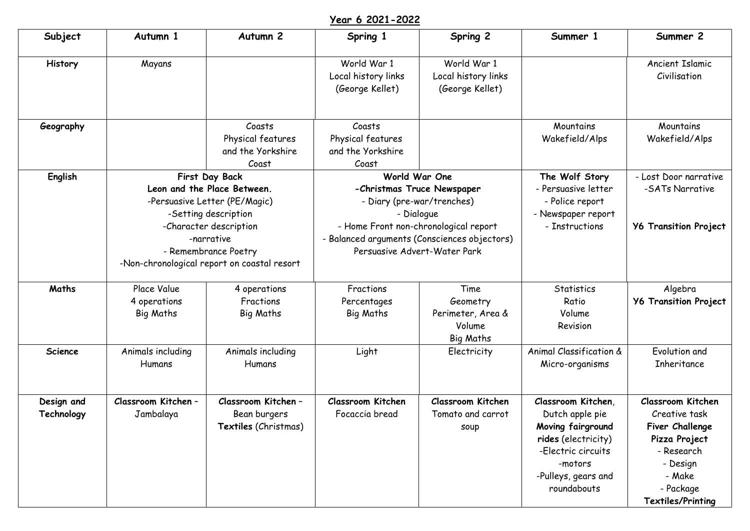# Year 6 2021-2022

| Subject | Autumn 1 | Autumn 2 | Spring 1 | Spring 2 | Summer 1 | Summer 2 |
|---|---|---|---|---|---|---|
| **History** | Mayans | | World War 1<br>Local history links<br>(George Kellet) | World War 1<br>Local history links<br>(George Kellet) | | Ancient Islamic Civilisation |
| **Geography** | | Coasts<br>Physical features and the Yorkshire Coast | Coasts<br>Physical features and the Yorkshire Coast | | Mountains<br>Wakefield/Alps | Mountains<br>Wakefield/Alps |
| **English** | **First Day Back**<br>**Leon and the Place Between.**<br>-Persuasive Letter (PE/Magic)<br>-Setting description<br>-Character description<br>-narrative<br>- Remembrance Poetry<br>-Non-chronological report on coastal resort | | **World War One**<br>**-Christmas Truce Newspaper**<br>- Diary (pre-war/trenches)<br>- Dialogue<br>- Home Front non-chronological report<br>- Balanced arguments (Consciences objectors)<br>Persuasive Advert-Water Park | | **The Wolf Story**<br>- Persuasive letter<br>- Police report<br>- Newspaper report<br>- Instructions | - Lost Door narrative<br>-SATs Narrative<br><br>**Y6 Transition Project** |
| **Maths** | Place Value<br>4 operations<br>Big Maths | 4 operations<br>Fractions<br>Big Maths | Fractions<br>Percentages<br>Big Maths | Time<br>Geometry<br>Perimeter, Area & Volume<br>Big Maths | Statistics<br>Ratio<br>Volume<br>Revision | Algebra<br>**Y6 Transition Project** |
| **Science** | Animals including Humans | Animals including Humans | Light | Electricity | Animal Classification & Micro-organisms | Evolution and Inheritance |
| **Design and Technology** | **Classroom Kitchen** – Jambalaya | **Classroom Kitchen** – Bean burgers<br>**Textiles** (Christmas) | **Classroom Kitchen**<br>Focaccia bread | **Classroom Kitchen**<br>Tomato and carrot soup | **Classroom Kitchen**, Dutch apple pie<br>**Moving fairground rides** (electricity)<br>-Electric circuits<br>-motors<br>-Pulleys, gears and roundabouts | **Classroom Kitchen**<br>Creative task<br>**Fiver Challenge**<br>**Pizza Project**<br>- Research<br>- Design<br>- Make<br>- Package<br>**Textiles/Printing** |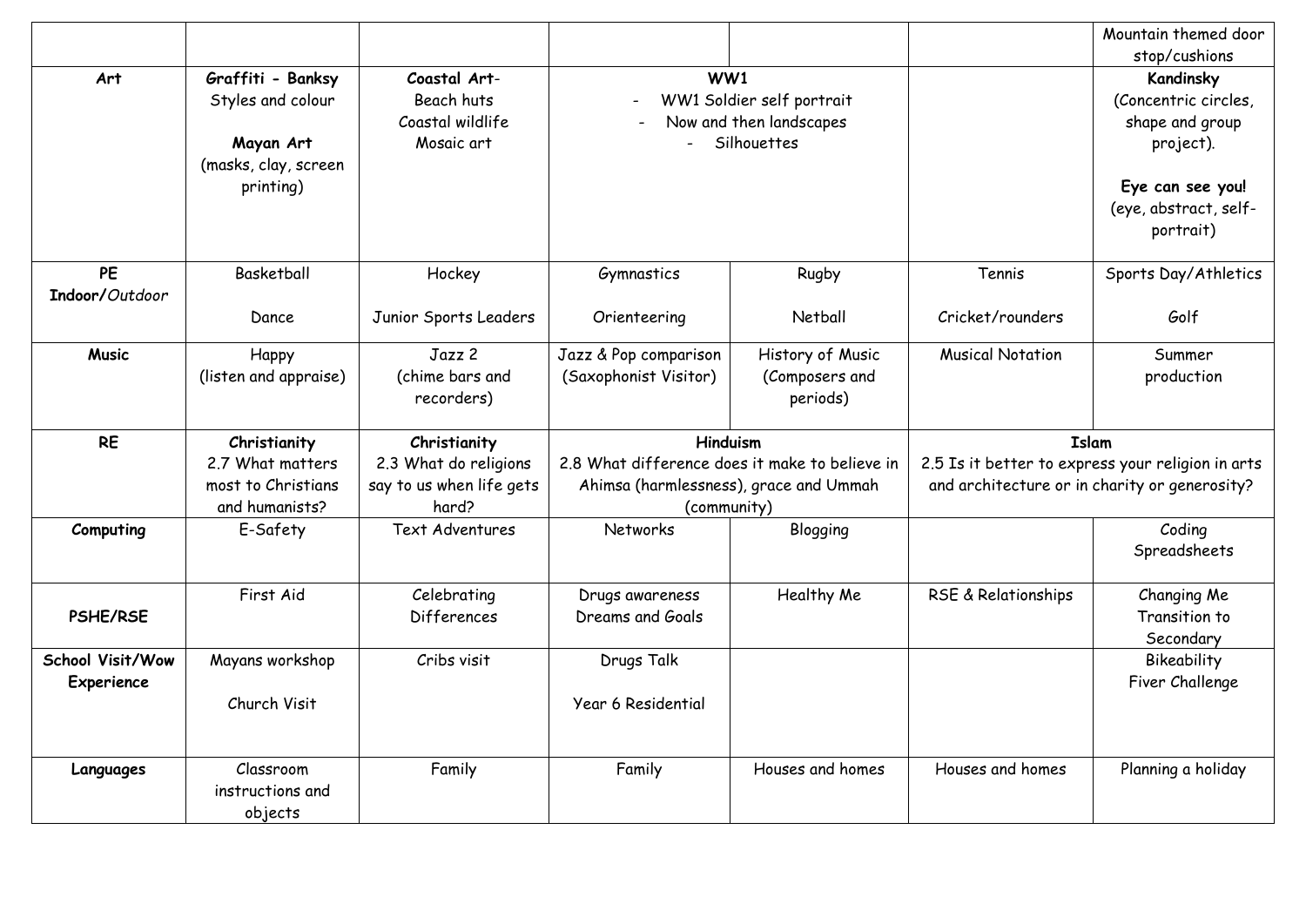| | | | | | | |
|---|---|---|---|---|---|---|
| | | | | | | Mountain themed door stop/cushions |
| **Art** | **Graffiti - Banksy** Styles and colour **Mayan Art** (masks, clay, screen printing) | **Coastal Art**- Beach huts Coastal wildlife Mosaic art | **WW1** - WW1 Soldier self portrait - Now and then landscapes - Silhouettes | | | **Kandinsky** (Concentric circles, shape and group project). **Eye can see you!** (eye, abstract, self-portrait) |
| **PE Indoor/***Outdoor* | Basketball Dance | Hockey Junior Sports Leaders | Gymnastics Orienteering | Rugby Netball | Tennis Cricket/rounders | Sports Day/Athletics Golf |
| **Music** | Happy (listen and appraise) | Jazz 2 (chime bars and recorders) | Jazz & Pop comparison (Saxophonist Visitor) | History of Music (Composers and periods) | Musical Notation | Summer production |
| **RE** | **Christianity** 2.7 What matters most to Christians and humanists? | **Christianity** 2.3 What do religions say to us when life gets hard? | **Hinduism** 2.8 What difference does it make to believe in Ahimsa (harmlessness), grace and Ummah (community) | | **Islam** 2.5 Is it better to express your religion in arts and architecture or in charity or generosity? | |
| **Computing** | E-Safety | Text Adventures | Networks | Blogging | | Coding Spreadsheets |
| **PSHE/RSE** | First Aid | Celebrating Differences | Drugs awareness Dreams and Goals | Healthy Me | RSE & Relationships | Changing Me Transition to Secondary |
| **School Visit/Wow Experience** | Mayans workshop Church Visit | Cribs visit | Drugs Talk Year 6 Residential | | | Bikeability Fiver Challenge |
| **Languages** | Classroom instructions and objects | Family | Family | Houses and homes | Houses and homes | Planning a holiday |